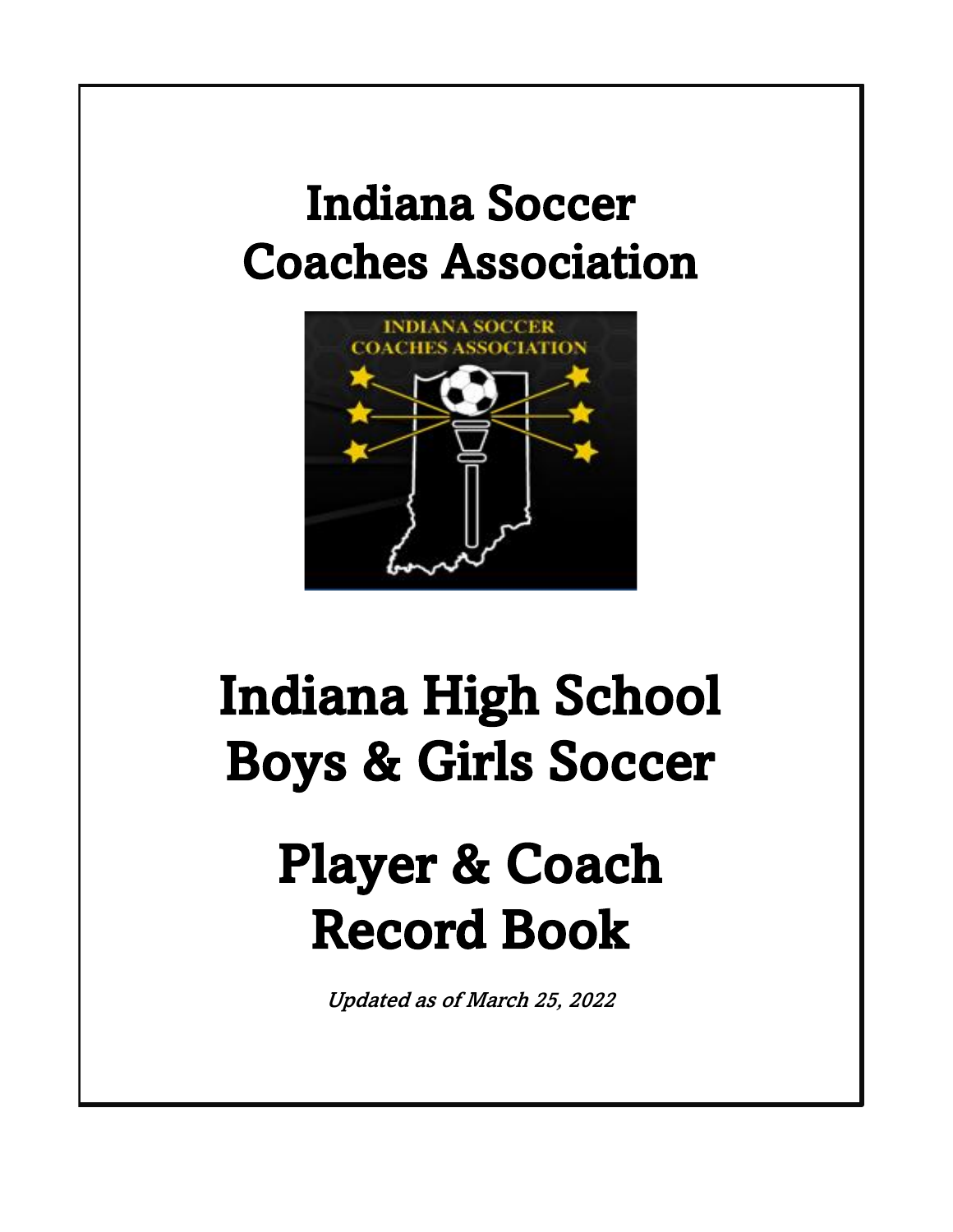# Indiana Soccer Coaches Association

# Indiana High School Boys & Girls Soccer

# Player & Coach Record Book

*Updated as of March 25, 2022*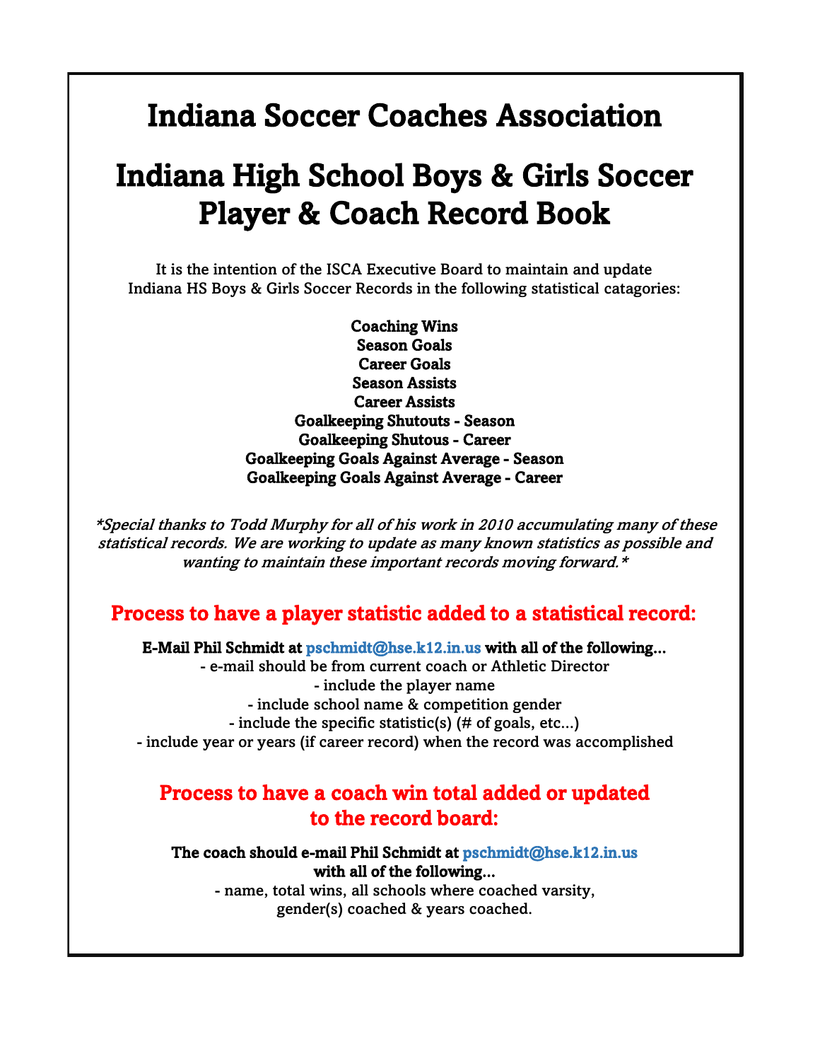# Indiana Soccer Coaches Association

# Indiana High School Boys & Girls Soccer Player & Coach Record Book

It is the intention of the ISCA Executive Board to maintain and update Indiana HS Boys & Girls Soccer Records in the following statistical catagories:

**Coaching Wins**
**Season Goals**
**Career Goals**
**Season Assists**
**Career Assists**
**Goalkeeping Shutouts - Season**
**Goalkeeping Shutous - Career**
**Goalkeeping Goals Against Average - Season**
**Goalkeeping Goals Against Average - Career**

*\*Special thanks to Todd Murphy for all of his work in 2010 accumulating many of these statistical records. We are working to update as many known statistics as possible and wanting to maintain these important records moving forward.\**

## Process to have a player statistic added to a statistical record:

**E-Mail Phil Schmidt at pschmidt@hse.k12.in.us with all of the following...**

- e-mail should be from current coach or Athletic Director
- include the player name
- include school name & competition gender
- include the specific statistic(s) (# of goals, etc...)
- include year or years (if career record) when the record was accomplished

## Process to have a coach win total added or updated to the record board:

**The coach should e-mail Phil Schmidt at pschmidt@hse.k12.in.us with all of the following...**

- name, total wins, all schools where coached varsity, gender(s) coached & years coached.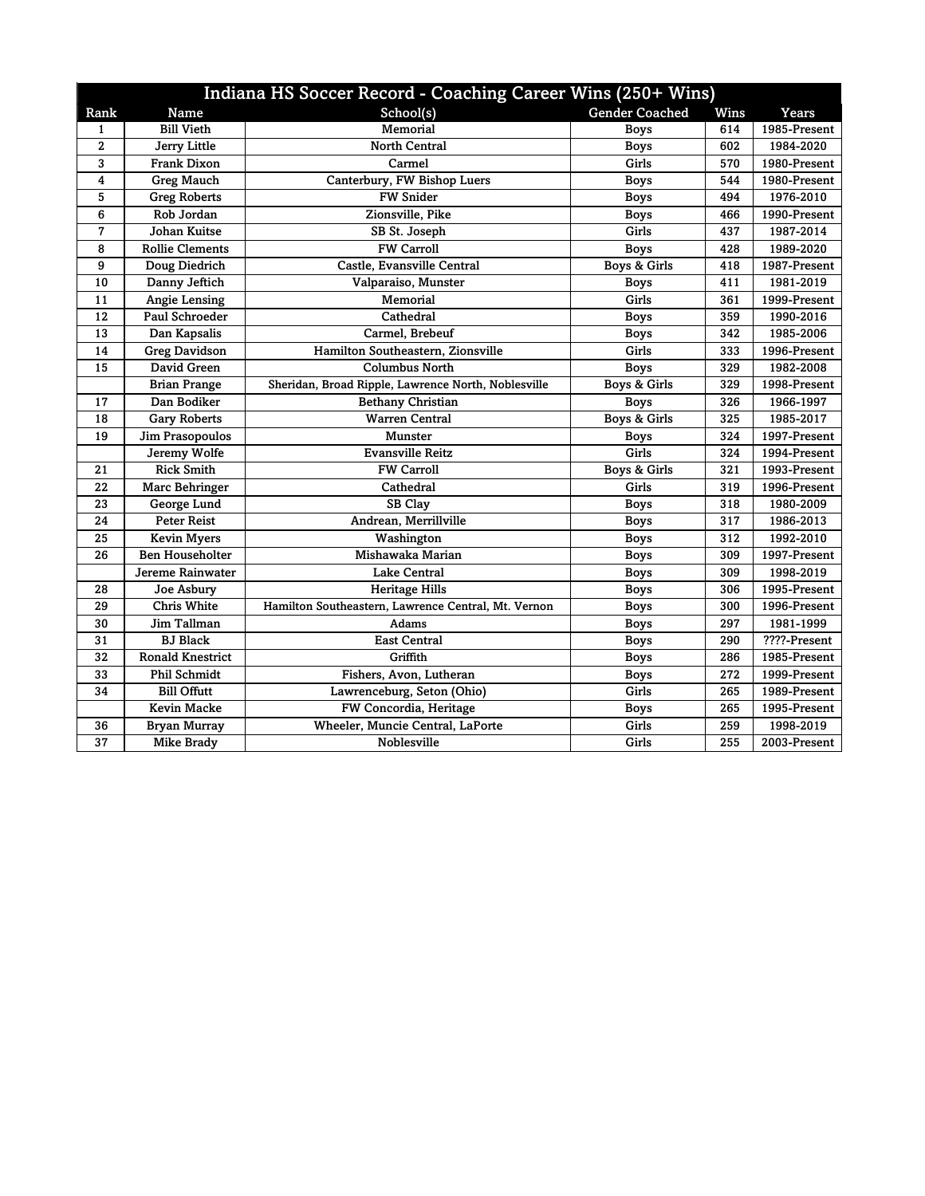| Indiana HS Soccer Record - Coaching Career Wins (250+ Wins) | | | | | |
|---|---|---|---|---|---|
| Rank | Name | School(s) | Gender Coached | Wins | Years |
| 1 | Bill Vieth | Memorial | Boys | 614 | 1985-Present |
| 2 | Jerry Little | North Central | Boys | 602 | 1984-2020 |
| 3 | Frank Dixon | Carmel | Girls | 570 | 1980-Present |
| 4 | Greg Mauch | Canterbury, FW Bishop Luers | Boys | 544 | 1980-Present |
| 5 | Greg Roberts | FW Snider | Boys | 494 | 1976-2010 |
| 6 | Rob Jordan | Zionsville, Pike | Boys | 466 | 1990-Present |
| 7 | Johan Kuitse | SB St. Joseph | Girls | 437 | 1987-2014 |
| 8 | Rollie Clements | FW Carroll | Boys | 428 | 1989-2020 |
| 9 | Doug Diedrich | Castle, Evansville Central | Boys & Girls | 418 | 1987-Present |
| 10 | Danny Jeftich | Valparaiso, Munster | Boys | 411 | 1981-2019 |
| 11 | Angie Lensing | Memorial | Girls | 361 | 1999-Present |
| 12 | Paul Schroeder | Cathedral | Boys | 359 | 1990-2016 |
| 13 | Dan Kapsalis | Carmel, Brebeuf | Boys | 342 | 1985-2006 |
| 14 | Greg Davidson | Hamilton Southeastern, Zionsville | Girls | 333 | 1996-Present |
| 15 | David Green | Columbus North | Boys | 329 | 1982-2008 |
| | Brian Prange | Sheridan, Broad Ripple, Lawrence North, Noblesville | Boys & Girls | 329 | 1998-Present |
| 17 | Dan Bodiker | Bethany Christian | Boys | 326 | 1966-1997 |
| 18 | Gary Roberts | Warren Central | Boys & Girls | 325 | 1985-2017 |
| 19 | Jim Prasopoulos | Munster | Boys | 324 | 1997-Present |
| | Jeremy Wolfe | Evansville Reitz | Girls | 324 | 1994-Present |
| 21 | Rick Smith | FW Carroll | Boys & Girls | 321 | 1993-Present |
| 22 | Marc Behringer | Cathedral | Girls | 319 | 1996-Present |
| 23 | George Lund | SB Clay | Boys | 318 | 1980-2009 |
| 24 | Peter Reist | Andrean, Merrillville | Boys | 317 | 1986-2013 |
| 25 | Kevin Myers | Washington | Boys | 312 | 1992-2010 |
| 26 | Ben Householter | Mishawaka Marian | Boys | 309 | 1997-Present |
| | Jereme Rainwater | Lake Central | Boys | 309 | 1998-2019 |
| 28 | Joe Asbury | Heritage Hills | Boys | 306 | 1995-Present |
| 29 | Chris White | Hamilton Southeastern, Lawrence Central, Mt. Vernon | Boys | 300 | 1996-Present |
| 30 | Jim Tallman | Adams | Boys | 297 | 1981-1999 |
| 31 | BJ Black | East Central | Boys | 290 | ????-Present |
| 32 | Ronald Knestrict | Griffith | Boys | 286 | 1985-Present |
| 33 | Phil Schmidt | Fishers, Avon, Lutheran | Boys | 272 | 1999-Present |
| 34 | Bill Offutt | Lawrenceburg, Seton (Ohio) | Girls | 265 | 1989-Present |
| | Kevin Macke | FW Concordia, Heritage | Boys | 265 | 1995-Present |
| 36 | Bryan Murray | Wheeler, Muncie Central, LaPorte | Girls | 259 | 1998-2019 |
| 37 | Mike Brady | Noblesville | Girls | 255 | 2003-Present |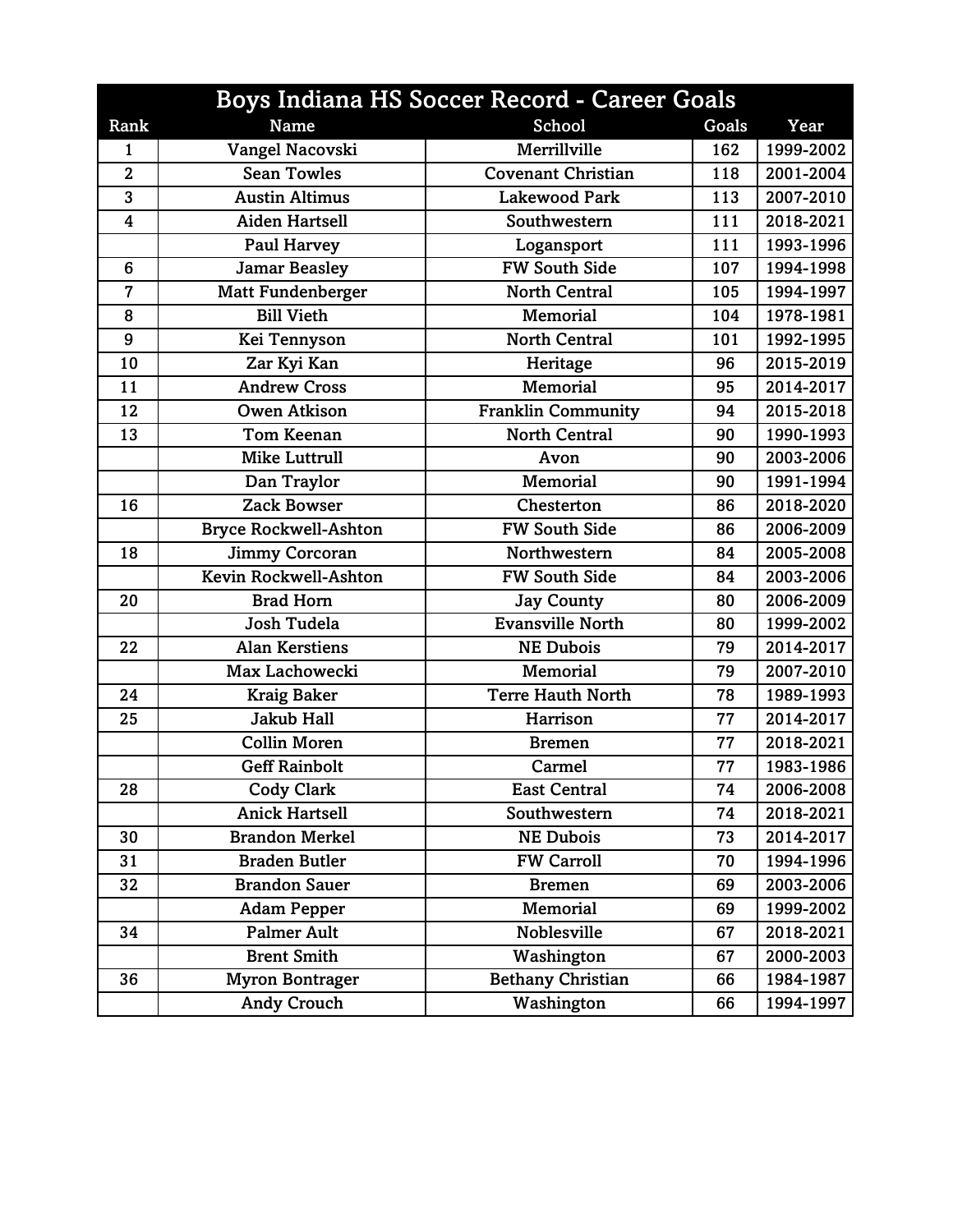# Boys Indiana HS Soccer Record - Career Goals

| Rank | Name | School | Goals | Year |
|---|---|---|---|---|
| 1 | Vangel Nacovski | Merrillville | 162 | 1999-2002 |
| 2 | Sean Towles | Covenant Christian | 118 | 2001-2004 |
| 3 | Austin Altimus | Lakewood Park | 113 | 2007-2010 |
| 4 | Aiden Hartsell | Southwestern | 111 | 2018-2021 |
| | Paul Harvey | Logansport | 111 | 1993-1996 |
| 6 | Jamar Beasley | FW South Side | 107 | 1994-1998 |
| 7 | Matt Fundenberger | North Central | 105 | 1994-1997 |
| 8 | Bill Vieth | Memorial | 104 | 1978-1981 |
| 9 | Kei Tennyson | North Central | 101 | 1992-1995 |
| 10 | Zar Kyi Kan | Heritage | 96 | 2015-2019 |
| 11 | Andrew Cross | Memorial | 95 | 2014-2017 |
| 12 | Owen Atkison | Franklin Community | 94 | 2015-2018 |
| 13 | Tom Keenan | North Central | 90 | 1990-1993 |
| | Mike Luttrull | Avon | 90 | 2003-2006 |
| | Dan Traylor | Memorial | 90 | 1991-1994 |
| 16 | Zack Bowser | Chesterton | 86 | 2018-2020 |
| | Bryce Rockwell-Ashton | FW South Side | 86 | 2006-2009 |
| 18 | Jimmy Corcoran | Northwestern | 84 | 2005-2008 |
| | Kevin Rockwell-Ashton | FW South Side | 84 | 2003-2006 |
| 20 | Brad Horn | Jay County | 80 | 2006-2009 |
| | Josh Tudela | Evansville North | 80 | 1999-2002 |
| 22 | Alan Kerstiens | NE Dubois | 79 | 2014-2017 |
| | Max Lachowecki | Memorial | 79 | 2007-2010 |
| 24 | Kraig Baker | Terre Hauth North | 78 | 1989-1993 |
| 25 | Jakub Hall | Harrison | 77 | 2014-2017 |
| | Collin Moren | Bremen | 77 | 2018-2021 |
| | Geff Rainbolt | Carmel | 77 | 1983-1986 |
| 28 | Cody Clark | East Central | 74 | 2006-2008 |
| | Anick Hartsell | Southwestern | 74 | 2018-2021 |
| 30 | Brandon Merkel | NE Dubois | 73 | 2014-2017 |
| 31 | Braden Butler | FW Carroll | 70 | 1994-1996 |
| 32 | Brandon Sauer | Bremen | 69 | 2003-2006 |
| | Adam Pepper | Memorial | 69 | 1999-2002 |
| 34 | Palmer Ault | Noblesville | 67 | 2018-2021 |
| | Brent Smith | Washington | 67 | 2000-2003 |
| 36 | Myron Bontrager | Bethany Christian | 66 | 1984-1987 |
| | Andy Crouch | Washington | 66 | 1994-1997 |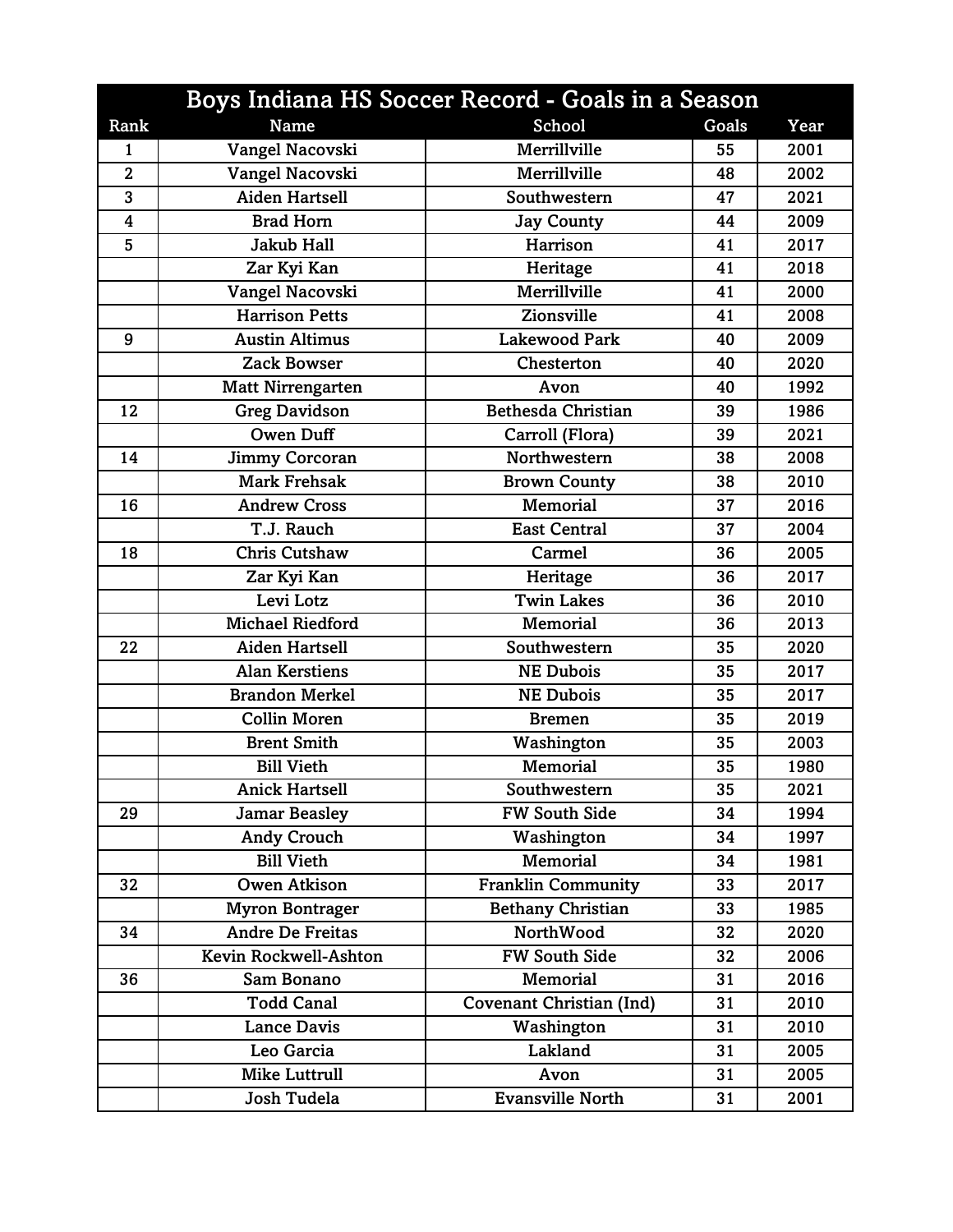| Boys Indiana HS Soccer Record - Goals in a Season | | | | |
|---|---|---|---|---|
| Rank | Name | School | Goals | Year |
| 1 | Vangel Nacovski | Merrillville | 55 | 2001 |
| 2 | Vangel Nacovski | Merrillville | 48 | 2002 |
| 3 | Aiden Hartsell | Southwestern | 47 | 2021 |
| 4 | Brad Horn | Jay County | 44 | 2009 |
| 5 | Jakub Hall | Harrison | 41 | 2017 |
| | Zar Kyi Kan | Heritage | 41 | 2018 |
| | Vangel Nacovski | Merrillville | 41 | 2000 |
| | Harrison Petts | Zionsville | 41 | 2008 |
| 9 | Austin Altimus | Lakewood Park | 40 | 2009 |
| | Zack Bowser | Chesterton | 40 | 2020 |
| | Matt Nirrengarten | Avon | 40 | 1992 |
| 12 | Greg Davidson | Bethesda Christian | 39 | 1986 |
| | Owen Duff | Carroll (Flora) | 39 | 2021 |
| 14 | Jimmy Corcoran | Northwestern | 38 | 2008 |
| | Mark Frehsak | Brown County | 38 | 2010 |
| 16 | Andrew Cross | Memorial | 37 | 2016 |
| | T.J. Rauch | East Central | 37 | 2004 |
| 18 | Chris Cutshaw | Carmel | 36 | 2005 |
| | Zar Kyi Kan | Heritage | 36 | 2017 |
| | Levi Lotz | Twin Lakes | 36 | 2010 |
| | Michael Riedford | Memorial | 36 | 2013 |
| 22 | Aiden Hartsell | Southwestern | 35 | 2020 |
| | Alan Kerstiens | NE Dubois | 35 | 2017 |
| | Brandon Merkel | NE Dubois | 35 | 2017 |
| | Collin Moren | Bremen | 35 | 2019 |
| | Brent Smith | Washington | 35 | 2003 |
| | Bill Vieth | Memorial | 35 | 1980 |
| | Anick Hartsell | Southwestern | 35 | 2021 |
| 29 | Jamar Beasley | FW South Side | 34 | 1994 |
| | Andy Crouch | Washington | 34 | 1997 |
| | Bill Vieth | Memorial | 34 | 1981 |
| 32 | Owen Atkison | Franklin Community | 33 | 2017 |
| | Myron Bontrager | Bethany Christian | 33 | 1985 |
| 34 | Andre De Freitas | NorthWood | 32 | 2020 |
| | Kevin Rockwell-Ashton | FW South Side | 32 | 2006 |
| 36 | Sam Bonano | Memorial | 31 | 2016 |
| | Todd Canal | Covenant Christian (Ind) | 31 | 2010 |
| | Lance Davis | Washington | 31 | 2010 |
| | Leo Garcia | Lakland | 31 | 2005 |
| | Mike Luttrull | Avon | 31 | 2005 |
| | Josh Tudela | Evansville North | 31 | 2001 |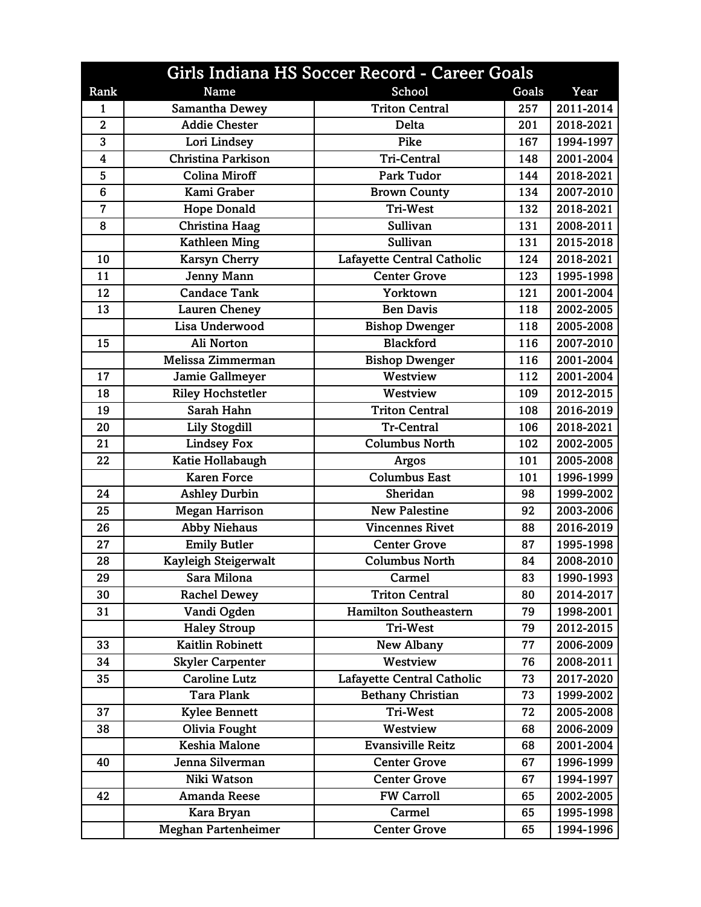| Girls Indiana HS Soccer Record - Career Goals | | | | |
|---|---|---|---|---|
| Rank | Name | School | Goals | Year |
| 1 | Samantha Dewey | Triton Central | 257 | 2011-2014 |
| 2 | Addie Chester | Delta | 201 | 2018-2021 |
| 3 | Lori Lindsey | Pike | 167 | 1994-1997 |
| 4 | Christina Parkison | Tri-Central | 148 | 2001-2004 |
| 5 | Colina Miroff | Park Tudor | 144 | 2018-2021 |
| 6 | Kami Graber | Brown County | 134 | 2007-2010 |
| 7 | Hope Donald | Tri-West | 132 | 2018-2021 |
| 8 | Christina Haag | Sullivan | 131 | 2008-2011 |
| | Kathleen Ming | Sullivan | 131 | 2015-2018 |
| 10 | Karsyn Cherry | Lafayette Central Catholic | 124 | 2018-2021 |
| 11 | Jenny Mann | Center Grove | 123 | 1995-1998 |
| 12 | Candace Tank | Yorktown | 121 | 2001-2004 |
| 13 | Lauren Cheney | Ben Davis | 118 | 2002-2005 |
| | Lisa Underwood | Bishop Dwenger | 118 | 2005-2008 |
| 15 | Ali Norton | Blackford | 116 | 2007-2010 |
| | Melissa Zimmerman | Bishop Dwenger | 116 | 2001-2004 |
| 17 | Jamie Gallmeyer | Westview | 112 | 2001-2004 |
| 18 | Riley Hochstetler | Westview | 109 | 2012-2015 |
| 19 | Sarah Hahn | Triton Central | 108 | 2016-2019 |
| 20 | Lily Stogdill | Tr-Central | 106 | 2018-2021 |
| 21 | Lindsey Fox | Columbus North | 102 | 2002-2005 |
| 22 | Katie Hollabaugh | Argos | 101 | 2005-2008 |
| | Karen Force | Columbus East | 101 | 1996-1999 |
| 24 | Ashley Durbin | Sheridan | 98 | 1999-2002 |
| 25 | Megan Harrison | New Palestine | 92 | 2003-2006 |
| 26 | Abby Niehaus | Vincennes Rivet | 88 | 2016-2019 |
| 27 | Emily Butler | Center Grove | 87 | 1995-1998 |
| 28 | Kayleigh Steigerwalt | Columbus North | 84 | 2008-2010 |
| 29 | Sara Milona | Carmel | 83 | 1990-1993 |
| 30 | Rachel Dewey | Triton Central | 80 | 2014-2017 |
| 31 | Vandi Ogden | Hamilton Southeastern | 79 | 1998-2001 |
| | Haley Stroup | Tri-West | 79 | 2012-2015 |
| 33 | Kaitlin Robinett | New Albany | 77 | 2006-2009 |
| 34 | Skyler Carpenter | Westview | 76 | 2008-2011 |
| 35 | Caroline Lutz | Lafayette Central Catholic | 73 | 2017-2020 |
| | Tara Plank | Bethany Christian | 73 | 1999-2002 |
| 37 | Kylee Bennett | Tri-West | 72 | 2005-2008 |
| 38 | Olivia Fought | Westview | 68 | 2006-2009 |
| | Keshia Malone | Evansiville Reitz | 68 | 2001-2004 |
| 40 | Jenna Silverman | Center Grove | 67 | 1996-1999 |
| | Niki Watson | Center Grove | 67 | 1994-1997 |
| 42 | Amanda Reese | FW Carroll | 65 | 2002-2005 |
| | Kara Bryan | Carmel | 65 | 1995-1998 |
| | Meghan Partenheimer | Center Grove | 65 | 1994-1996 |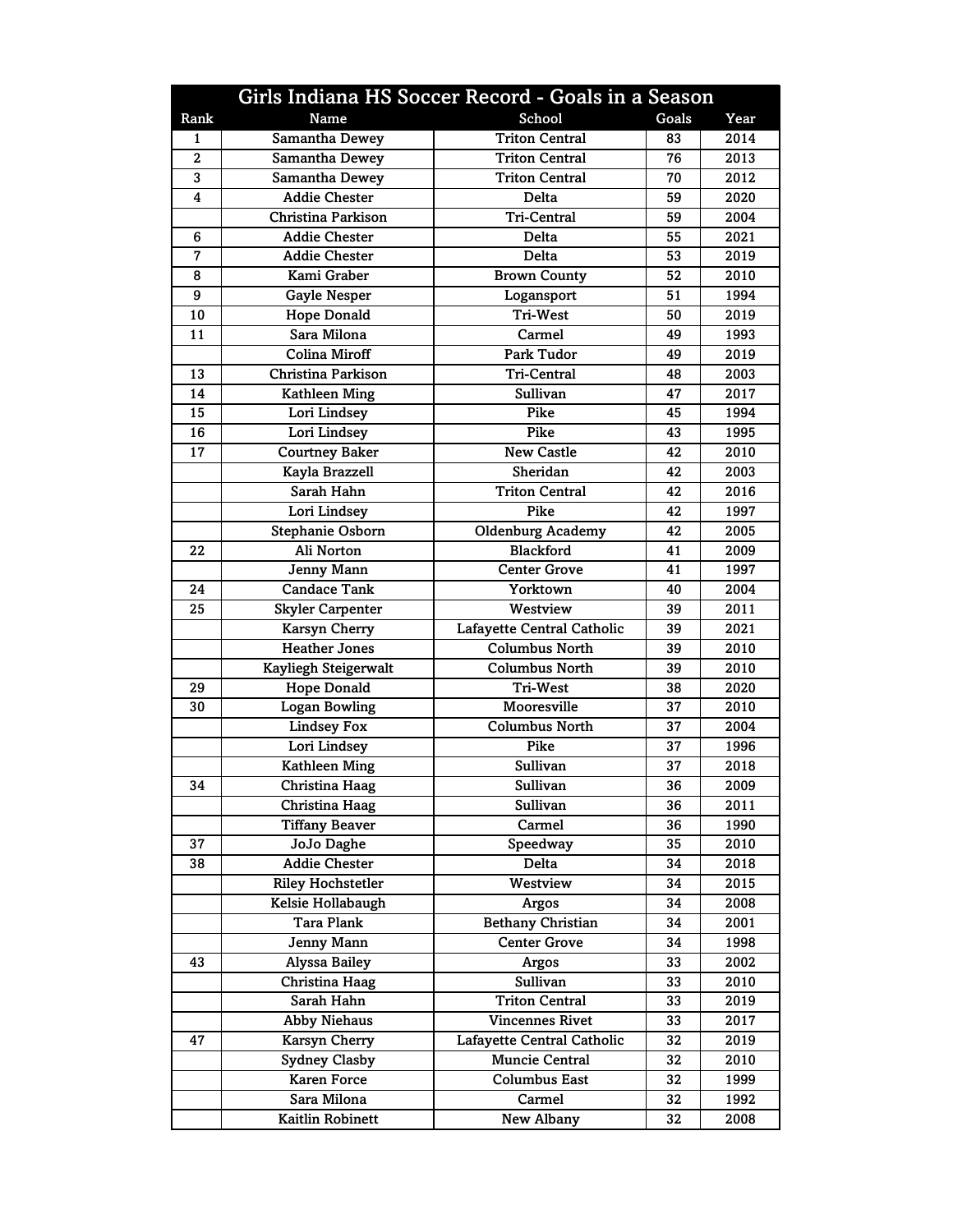| Girls Indiana HS Soccer Record - Goals in a Season | | | | |
|---|---|---|---|---|
| Rank | Name | School | Goals | Year |
| 1 | Samantha Dewey | Triton Central | 83 | 2014 |
| 2 | Samantha Dewey | Triton Central | 76 | 2013 |
| 3 | Samantha Dewey | Triton Central | 70 | 2012 |
| 4 | Addie Chester | Delta | 59 | 2020 |
| | Christina Parkison | Tri-Central | 59 | 2004 |
| 6 | Addie Chester | Delta | 55 | 2021 |
| 7 | Addie Chester | Delta | 53 | 2019 |
| 8 | Kami Graber | Brown County | 52 | 2010 |
| 9 | Gayle Nesper | Logansport | 51 | 1994 |
| 10 | Hope Donald | Tri-West | 50 | 2019 |
| 11 | Sara Milona | Carmel | 49 | 1993 |
| | Colina Miroff | Park Tudor | 49 | 2019 |
| 13 | Christina Parkison | Tri-Central | 48 | 2003 |
| 14 | Kathleen Ming | Sullivan | 47 | 2017 |
| 15 | Lori Lindsey | Pike | 45 | 1994 |
| 16 | Lori Lindsey | Pike | 43 | 1995 |
| 17 | Courtney Baker | New Castle | 42 | 2010 |
| | Kayla Brazzell | Sheridan | 42 | 2003 |
| | Sarah Hahn | Triton Central | 42 | 2016 |
| | Lori Lindsey | Pike | 42 | 1997 |
| | Stephanie Osborn | Oldenburg Academy | 42 | 2005 |
| 22 | Ali Norton | Blackford | 41 | 2009 |
| | Jenny Mann | Center Grove | 41 | 1997 |
| 24 | Candace Tank | Yorktown | 40 | 2004 |
| 25 | Skyler Carpenter | Westview | 39 | 2011 |
| | Karsyn Cherry | Lafayette Central Catholic | 39 | 2021 |
| | Heather Jones | Columbus North | 39 | 2010 |
| | Kayliegh Steigerwalt | Columbus North | 39 | 2010 |
| 29 | Hope Donald | Tri-West | 38 | 2020 |
| 30 | Logan Bowling | Mooresville | 37 | 2010 |
| | Lindsey Fox | Columbus North | 37 | 2004 |
| | Lori Lindsey | Pike | 37 | 1996 |
| | Kathleen Ming | Sullivan | 37 | 2018 |
| 34 | Christina Haag | Sullivan | 36 | 2009 |
| | Christina Haag | Sullivan | 36 | 2011 |
| | Tiffany Beaver | Carmel | 36 | 1990 |
| 37 | JoJo Daghe | Speedway | 35 | 2010 |
| 38 | Addie Chester | Delta | 34 | 2018 |
| | Riley Hochstetler | Westview | 34 | 2015 |
| | Kelsie Hollabaugh | Argos | 34 | 2008 |
| | Tara Plank | Bethany Christian | 34 | 2001 |
| | Jenny Mann | Center Grove | 34 | 1998 |
| 43 | Alyssa Bailey | Argos | 33 | 2002 |
| | Christina Haag | Sullivan | 33 | 2010 |
| | Sarah Hahn | Triton Central | 33 | 2019 |
| | Abby Niehaus | Vincennes Rivet | 33 | 2017 |
| 47 | Karsyn Cherry | Lafayette Central Catholic | 32 | 2019 |
| | Sydney Clasby | Muncie Central | 32 | 2010 |
| | Karen Force | Columbus East | 32 | 1999 |
| | Sara Milona | Carmel | 32 | 1992 |
| | Kaitlin Robinett | New Albany | 32 | 2008 |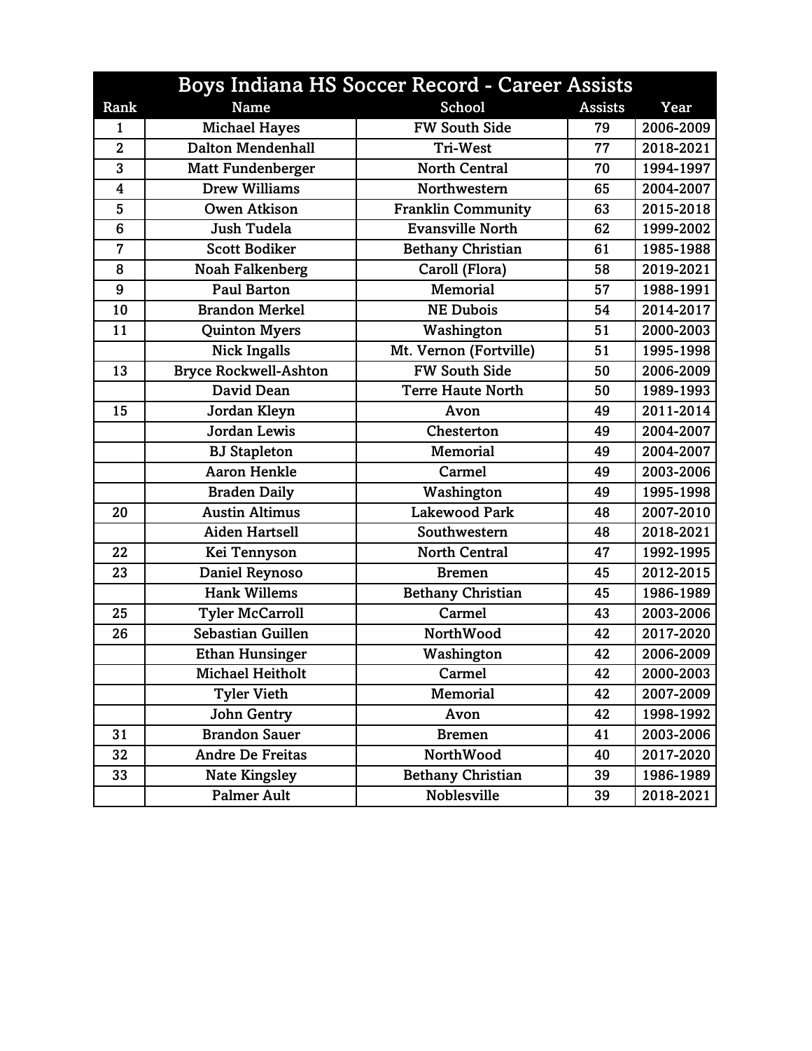| Boys Indiana HS Soccer Record - Career Assists | | | | |
|---|---|---|---|---|
| Rank | Name | School | Assists | Year |
| 1 | Michael Hayes | FW South Side | 79 | 2006-2009 |
| 2 | Dalton Mendenhall | Tri-West | 77 | 2018-2021 |
| 3 | Matt Fundenberger | North Central | 70 | 1994-1997 |
| 4 | Drew Williams | Northwestern | 65 | 2004-2007 |
| 5 | Owen Atkison | Franklin Community | 63 | 2015-2018 |
| 6 | Jush Tudela | Evansville North | 62 | 1999-2002 |
| 7 | Scott Bodiker | Bethany Christian | 61 | 1985-1988 |
| 8 | Noah Falkenberg | Caroll (Flora) | 58 | 2019-2021 |
| 9 | Paul Barton | Memorial | 57 | 1988-1991 |
| 10 | Brandon Merkel | NE Dubois | 54 | 2014-2017 |
| 11 | Quinton Myers | Washington | 51 | 2000-2003 |
| | Nick Ingalls | Mt. Vernon (Fortville) | 51 | 1995-1998 |
| 13 | Bryce Rockwell-Ashton | FW South Side | 50 | 2006-2009 |
| | David Dean | Terre Haute North | 50 | 1989-1993 |
| 15 | Jordan Kleyn | Avon | 49 | 2011-2014 |
| | Jordan Lewis | Chesterton | 49 | 2004-2007 |
| | BJ Stapleton | Memorial | 49 | 2004-2007 |
| | Aaron Henkle | Carmel | 49 | 2003-2006 |
| | Braden Daily | Washington | 49 | 1995-1998 |
| 20 | Austin Altimus | Lakewood Park | 48 | 2007-2010 |
| | Aiden Hartsell | Southwestern | 48 | 2018-2021 |
| 22 | Kei Tennyson | North Central | 47 | 1992-1995 |
| 23 | Daniel Reynoso | Bremen | 45 | 2012-2015 |
| | Hank Willems | Bethany Christian | 45 | 1986-1989 |
| 25 | Tyler McCarroll | Carmel | 43 | 2003-2006 |
| 26 | Sebastian Guillen | NorthWood | 42 | 2017-2020 |
| | Ethan Hunsinger | Washington | 42 | 2006-2009 |
| | Michael Heitholt | Carmel | 42 | 2000-2003 |
| | Tyler Vieth | Memorial | 42 | 2007-2009 |
| | John Gentry | Avon | 42 | 1998-1992 |
| 31 | Brandon Sauer | Bremen | 41 | 2003-2006 |
| 32 | Andre De Freitas | NorthWood | 40 | 2017-2020 |
| 33 | Nate Kingsley | Bethany Christian | 39 | 1986-1989 |
| | Palmer Ault | Noblesville | 39 | 2018-2021 |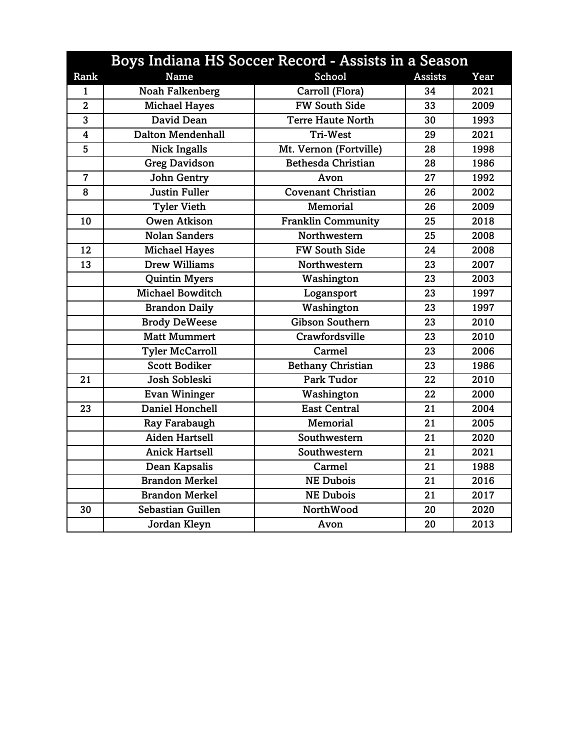# Boys Indiana HS Soccer Record - Assists in a Season

| Rank | Name | School | Assists | Year |
|---|---|---|---|---|
| 1 | Noah Falkenberg | Carroll (Flora) | 34 | 2021 |
| 2 | Michael Hayes | FW South Side | 33 | 2009 |
| 3 | David Dean | Terre Haute North | 30 | 1993 |
| 4 | Dalton Mendenhall | Tri-West | 29 | 2021 |
| 5 | Nick Ingalls | Mt. Vernon (Fortville) | 28 | 1998 |
| | Greg Davidson | Bethesda Christian | 28 | 1986 |
| 7 | John Gentry | Avon | 27 | 1992 |
| 8 | Justin Fuller | Covenant Christian | 26 | 2002 |
| | Tyler Vieth | Memorial | 26 | 2009 |
| 10 | Owen Atkison | Franklin Community | 25 | 2018 |
| | Nolan Sanders | Northwestern | 25 | 2008 |
| 12 | Michael Hayes | FW South Side | 24 | 2008 |
| 13 | Drew Williams | Northwestern | 23 | 2007 |
| | Quintin Myers | Washington | 23 | 2003 |
| | Michael Bowditch | Logansport | 23 | 1997 |
| | Brandon Daily | Washington | 23 | 1997 |
| | Brody DeWeese | Gibson Southern | 23 | 2010 |
| | Matt Mummert | Crawfordsville | 23 | 2010 |
| | Tyler McCarroll | Carmel | 23 | 2006 |
| | Scott Bodiker | Bethany Christian | 23 | 1986 |
| 21 | Josh Sobleski | Park Tudor | 22 | 2010 |
| | Evan Wininger | Washington | 22 | 2000 |
| 23 | Daniel Honchell | East Central | 21 | 2004 |
| | Ray Farabaugh | Memorial | 21 | 2005 |
| | Aiden Hartsell | Southwestern | 21 | 2020 |
| | Anick Hartsell | Southwestern | 21 | 2021 |
| | Dean Kapsalis | Carmel | 21 | 1988 |
| | Brandon Merkel | NE Dubois | 21 | 2016 |
| | Brandon Merkel | NE Dubois | 21 | 2017 |
| 30 | Sebastian Guillen | NorthWood | 20 | 2020 |
| | Jordan Kleyn | Avon | 20 | 2013 |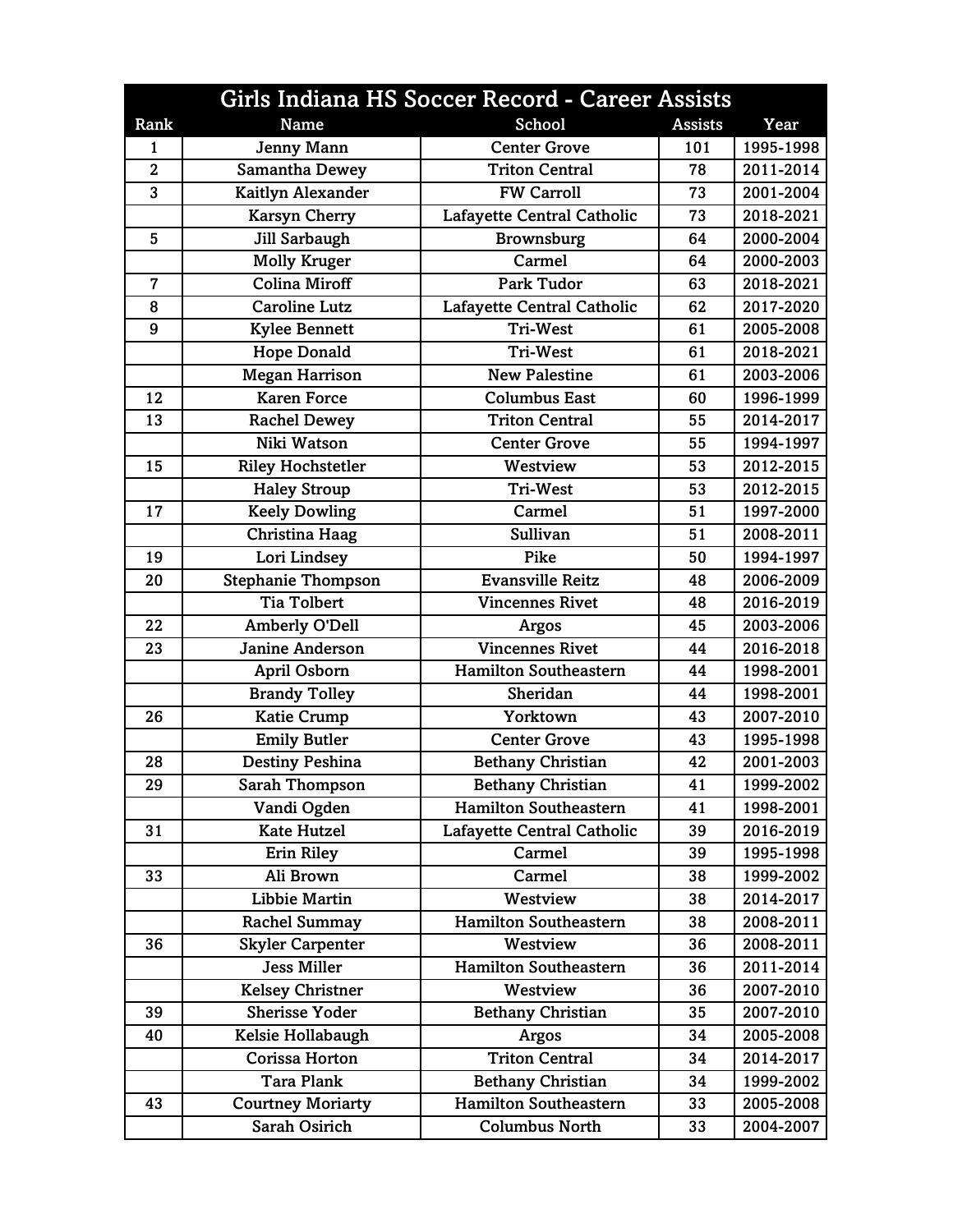# Girls Indiana HS Soccer Record - Career Assists

| Rank | Name | School | Assists | Year |
|---|---|---|---|---|
| 1 | Jenny Mann | Center Grove | 101 | 1995-1998 |
| 2 | Samantha Dewey | Triton Central | 78 | 2011-2014 |
| 3 | Kaitlyn Alexander | FW Carroll | 73 | 2001-2004 |
| | Karsyn Cherry | Lafayette Central Catholic | 73 | 2018-2021 |
| 5 | Jill Sarbaugh | Brownsburg | 64 | 2000-2004 |
| | Molly Kruger | Carmel | 64 | 2000-2003 |
| 7 | Colina Miroff | Park Tudor | 63 | 2018-2021 |
| 8 | Caroline Lutz | Lafayette Central Catholic | 62 | 2017-2020 |
| 9 | Kylee Bennett | Tri-West | 61 | 2005-2008 |
| | Hope Donald | Tri-West | 61 | 2018-2021 |
| | Megan Harrison | New Palestine | 61 | 2003-2006 |
| 12 | Karen Force | Columbus East | 60 | 1996-1999 |
| 13 | Rachel Dewey | Triton Central | 55 | 2014-2017 |
| | Niki Watson | Center Grove | 55 | 1994-1997 |
| 15 | Riley Hochstetler | Westview | 53 | 2012-2015 |
| | Haley Stroup | Tri-West | 53 | 2012-2015 |
| 17 | Keely Dowling | Carmel | 51 | 1997-2000 |
| | Christina Haag | Sullivan | 51 | 2008-2011 |
| 19 | Lori Lindsey | Pike | 50 | 1994-1997 |
| 20 | Stephanie Thompson | Evansville Reitz | 48 | 2006-2009 |
| | Tia Tolbert | Vincennes Rivet | 48 | 2016-2019 |
| 22 | Amberly O'Dell | Argos | 45 | 2003-2006 |
| 23 | Janine Anderson | Vincennes Rivet | 44 | 2016-2018 |
| | April Osborn | Hamilton Southeastern | 44 | 1998-2001 |
| | Brandy Tolley | Sheridan | 44 | 1998-2001 |
| 26 | Katie Crump | Yorktown | 43 | 2007-2010 |
| | Emily Butler | Center Grove | 43 | 1995-1998 |
| 28 | Destiny Peshina | Bethany Christian | 42 | 2001-2003 |
| 29 | Sarah Thompson | Bethany Christian | 41 | 1999-2002 |
| | Vandi Ogden | Hamilton Southeastern | 41 | 1998-2001 |
| 31 | Kate Hutzel | Lafayette Central Catholic | 39 | 2016-2019 |
| | Erin Riley | Carmel | 39 | 1995-1998 |
| 33 | Ali Brown | Carmel | 38 | 1999-2002 |
| | Libbie Martin | Westview | 38 | 2014-2017 |
| | Rachel Summay | Hamilton Southeastern | 38 | 2008-2011 |
| 36 | Skyler Carpenter | Westview | 36 | 2008-2011 |
| | Jess Miller | Hamilton Southeastern | 36 | 2011-2014 |
| | Kelsey Christner | Westview | 36 | 2007-2010 |
| 39 | Sherisse Yoder | Bethany Christian | 35 | 2007-2010 |
| 40 | Kelsie Hollabaugh | Argos | 34 | 2005-2008 |
| | Corissa Horton | Triton Central | 34 | 2014-2017 |
| | Tara Plank | Bethany Christian | 34 | 1999-2002 |
| 43 | Courtney Moriarty | Hamilton Southeastern | 33 | 2005-2008 |
| | Sarah Osirich | Columbus North | 33 | 2004-2007 |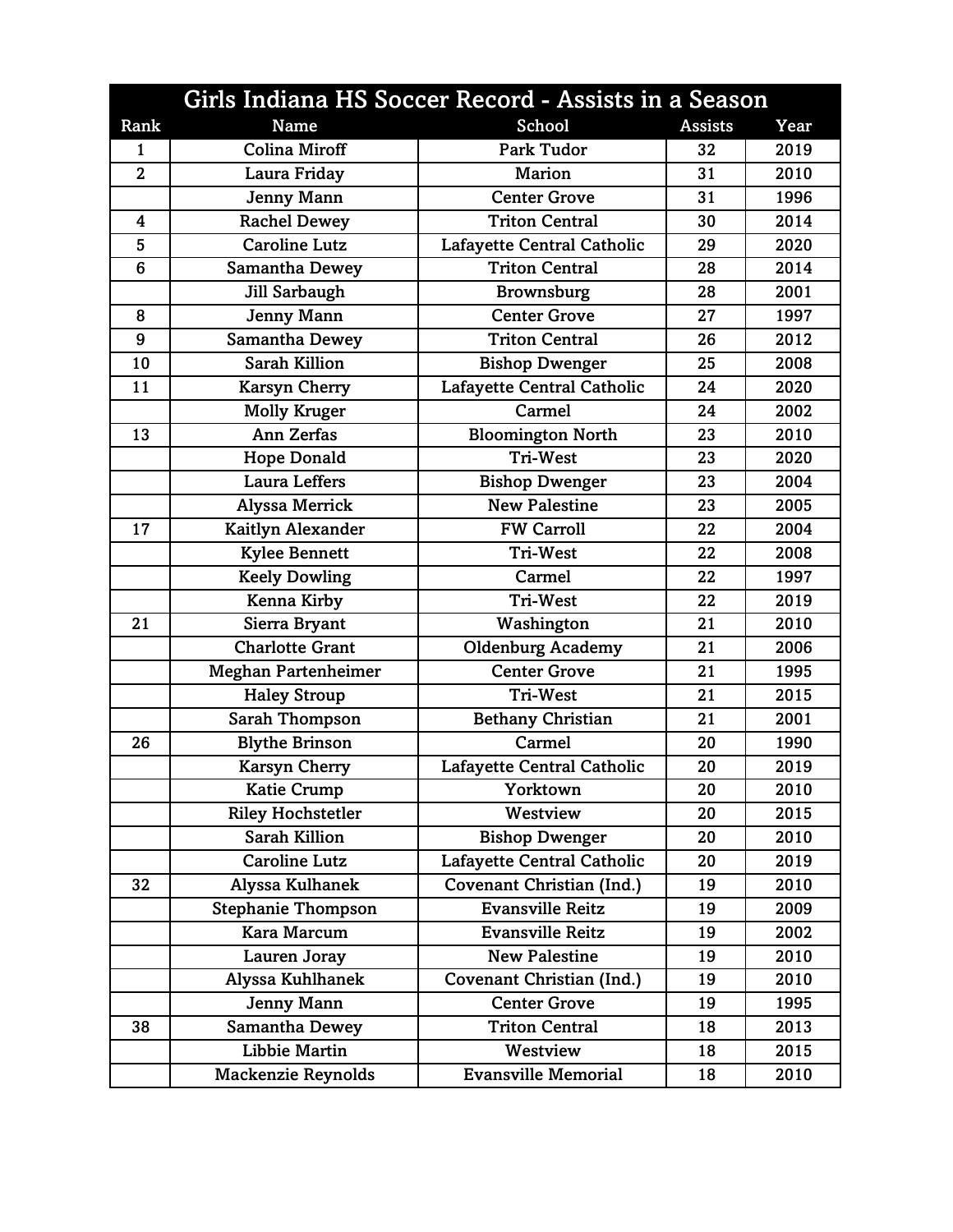# Girls Indiana HS Soccer Record - Assists in a Season

| Rank | Name | School | Assists | Year |
|---|---|---|---|---|
| 1 | Colina Miroff | Park Tudor | 32 | 2019 |
| 2 | Laura Friday | Marion | 31 | 2010 |
| | Jenny Mann | Center Grove | 31 | 1996 |
| 4 | Rachel Dewey | Triton Central | 30 | 2014 |
| 5 | Caroline Lutz | Lafayette Central Catholic | 29 | 2020 |
| 6 | Samantha Dewey | Triton Central | 28 | 2014 |
| | Jill Sarbaugh | Brownsburg | 28 | 2001 |
| 8 | Jenny Mann | Center Grove | 27 | 1997 |
| 9 | Samantha Dewey | Triton Central | 26 | 2012 |
| 10 | Sarah Killion | Bishop Dwenger | 25 | 2008 |
| 11 | Karsyn Cherry | Lafayette Central Catholic | 24 | 2020 |
| | Molly Kruger | Carmel | 24 | 2002 |
| 13 | Ann Zerfas | Bloomington North | 23 | 2010 |
| | Hope Donald | Tri-West | 23 | 2020 |
| | Laura Leffers | Bishop Dwenger | 23 | 2004 |
| | Alyssa Merrick | New Palestine | 23 | 2005 |
| 17 | Kaitlyn Alexander | FW Carroll | 22 | 2004 |
| | Kylee Bennett | Tri-West | 22 | 2008 |
| | Keely Dowling | Carmel | 22 | 1997 |
| | Kenna Kirby | Tri-West | 22 | 2019 |
| 21 | Sierra Bryant | Washington | 21 | 2010 |
| | Charlotte Grant | Oldenburg Academy | 21 | 2006 |
| | Meghan Partenheimer | Center Grove | 21 | 1995 |
| | Haley Stroup | Tri-West | 21 | 2015 |
| | Sarah Thompson | Bethany Christian | 21 | 2001 |
| 26 | Blythe Brinson | Carmel | 20 | 1990 |
| | Karsyn Cherry | Lafayette Central Catholic | 20 | 2019 |
| | Katie Crump | Yorktown | 20 | 2010 |
| | Riley Hochstetler | Westview | 20 | 2015 |
| | Sarah Killion | Bishop Dwenger | 20 | 2010 |
| | Caroline Lutz | Lafayette Central Catholic | 20 | 2019 |
| 32 | Alyssa Kulhanek | Covenant Christian (Ind.) | 19 | 2010 |
| | Stephanie Thompson | Evansville Reitz | 19 | 2009 |
| | Kara Marcum | Evansville Reitz | 19 | 2002 |
| | Lauren Joray | New Palestine | 19 | 2010 |
| | Alyssa Kuhlhanek | Covenant Christian (Ind.) | 19 | 2010 |
| | Jenny Mann | Center Grove | 19 | 1995 |
| 38 | Samantha Dewey | Triton Central | 18 | 2013 |
| | Libbie Martin | Westview | 18 | 2015 |
| | Mackenzie Reynolds | Evansville Memorial | 18 | 2010 |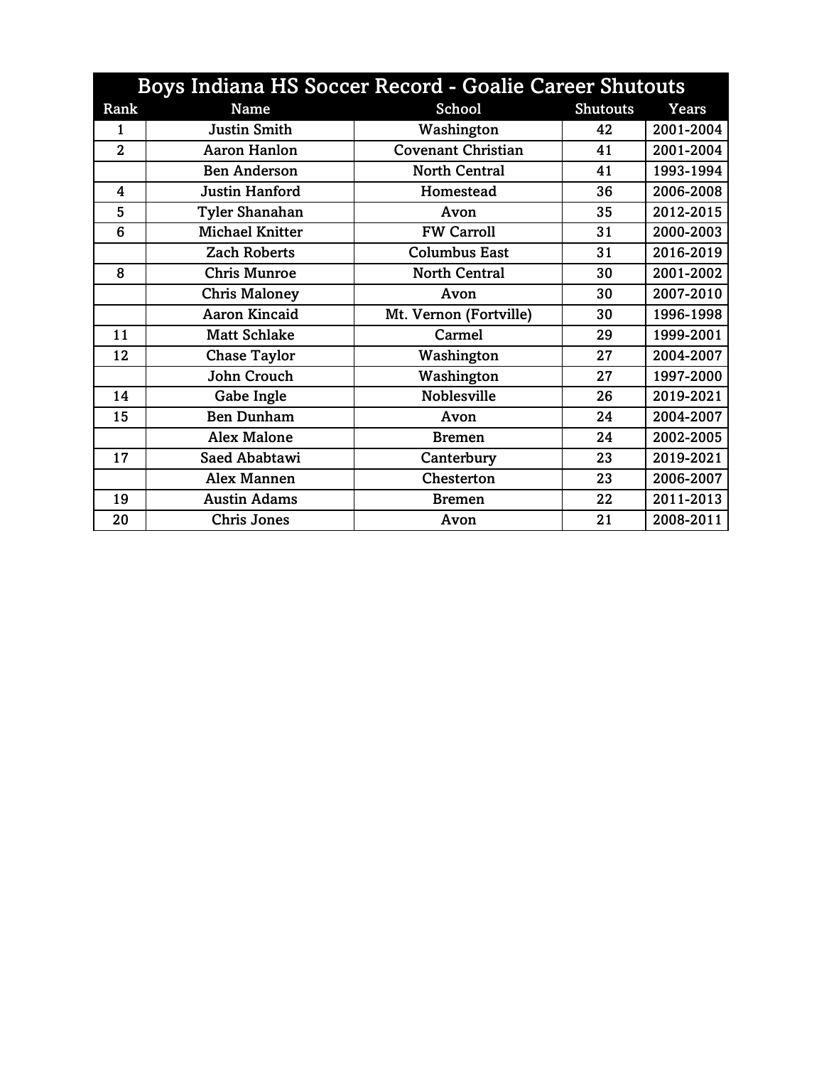# Boys Indiana HS Soccer Record - Goalie Career Shutouts

| Rank | Name | School | Shutouts | Years |
|---|---|---|---|---|
| 1 | Justin Smith | Washington | 42 | 2001-2004 |
| 2 | Aaron Hanlon | Covenant Christian | 41 | 2001-2004 |
| | Ben Anderson | North Central | 41 | 1993-1994 |
| 4 | Justin Hanford | Homestead | 36 | 2006-2008 |
| 5 | Tyler Shanahan | Avon | 35 | 2012-2015 |
| 6 | Michael Knitter | FW Carroll | 31 | 2000-2003 |
| | Zach Roberts | Columbus East | 31 | 2016-2019 |
| 8 | Chris Munroe | North Central | 30 | 2001-2002 |
| | Chris Maloney | Avon | 30 | 2007-2010 |
| | Aaron Kincaid | Mt. Vernon (Fortville) | 30 | 1996-1998 |
| 11 | Matt Schlake | Carmel | 29 | 1999-2001 |
| 12 | Chase Taylor | Washington | 27 | 2004-2007 |
| | John Crouch | Washington | 27 | 1997-2000 |
| 14 | Gabe Ingle | Noblesville | 26 | 2019-2021 |
| 15 | Ben Dunham | Avon | 24 | 2004-2007 |
| | Alex Malone | Bremen | 24 | 2002-2005 |
| 17 | Saed Ababtawi | Canterbury | 23 | 2019-2021 |
| | Alex Mannen | Chesterton | 23 | 2006-2007 |
| 19 | Austin Adams | Bremen | 22 | 2011-2013 |
| 20 | Chris Jones | Avon | 21 | 2008-2011 |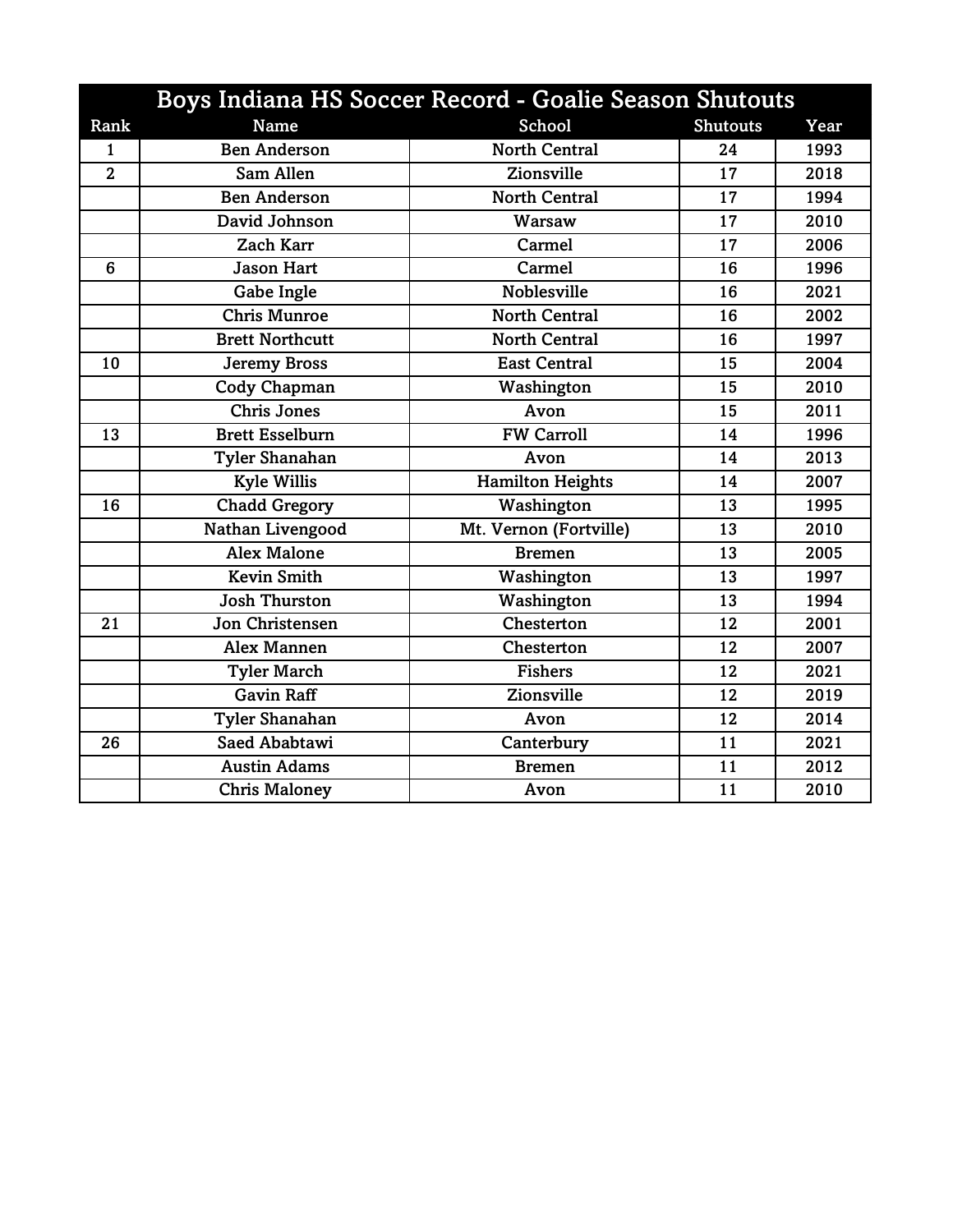# Boys Indiana HS Soccer Record - Goalie Season Shutouts

| Rank | Name | School | Shutouts | Year |
|---|---|---|---|---|
| 1 | Ben Anderson | North Central | 24 | 1993 |
| 2 | Sam Allen | Zionsville | 17 | 2018 |
| | Ben Anderson | North Central | 17 | 1994 |
| | David Johnson | Warsaw | 17 | 2010 |
| | Zach Karr | Carmel | 17 | 2006 |
| 6 | Jason Hart | Carmel | 16 | 1996 |
| | Gabe Ingle | Noblesville | 16 | 2021 |
| | Chris Munroe | North Central | 16 | 2002 |
| | Brett Northcutt | North Central | 16 | 1997 |
| 10 | Jeremy Bross | East Central | 15 | 2004 |
| | Cody Chapman | Washington | 15 | 2010 |
| | Chris Jones | Avon | 15 | 2011 |
| 13 | Brett Esselburn | FW Carroll | 14 | 1996 |
| | Tyler Shanahan | Avon | 14 | 2013 |
| | Kyle Willis | Hamilton Heights | 14 | 2007 |
| 16 | Chadd Gregory | Washington | 13 | 1995 |
| | Nathan Livengood | Mt. Vernon (Fortville) | 13 | 2010 |
| | Alex Malone | Bremen | 13 | 2005 |
| | Kevin Smith | Washington | 13 | 1997 |
| | Josh Thurston | Washington | 13 | 1994 |
| 21 | Jon Christensen | Chesterton | 12 | 2001 |
| | Alex Mannen | Chesterton | 12 | 2007 |
| | Tyler March | Fishers | 12 | 2021 |
| | Gavin Raff | Zionsville | 12 | 2019 |
| | Tyler Shanahan | Avon | 12 | 2014 |
| 26 | Saed Ababtawi | Canterbury | 11 | 2021 |
| | Austin Adams | Bremen | 11 | 2012 |
| | Chris Maloney | Avon | 11 | 2010 |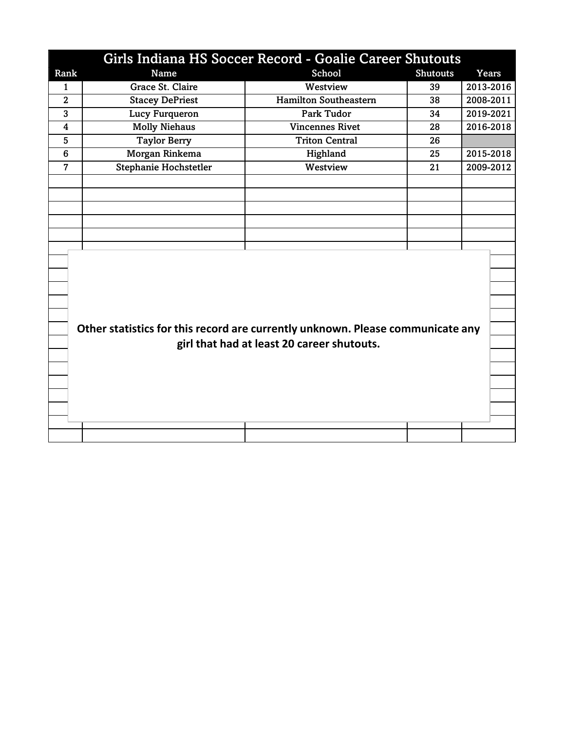# Girls Indiana HS Soccer Record - Goalie Career Shutouts

| Rank | Name | School | Shutouts | Years |
|---|---|---|---|---|
| 1 | Grace St. Claire | Westview | 39 | 2013-2016 |
| 2 | Stacey DePriest | Hamilton Southeastern | 38 | 2008-2011 |
| 3 | Lucy Furqueron | Park Tudor | 34 | 2019-2021 |
| 4 | Molly Niehaus | Vincennes Rivet | 28 | 2016-2018 |
| 5 | Taylor Berry | Triton Central | 26 | |
| 6 | Morgan Rinkema | Highland | 25 | 2015-2018 |
| 7 | Stephanie Hochstetler | Westview | 21 | 2009-2012 |

**Other statistics for this record are currently unknown. Please communicate any girl that had at least 20 career shutouts.**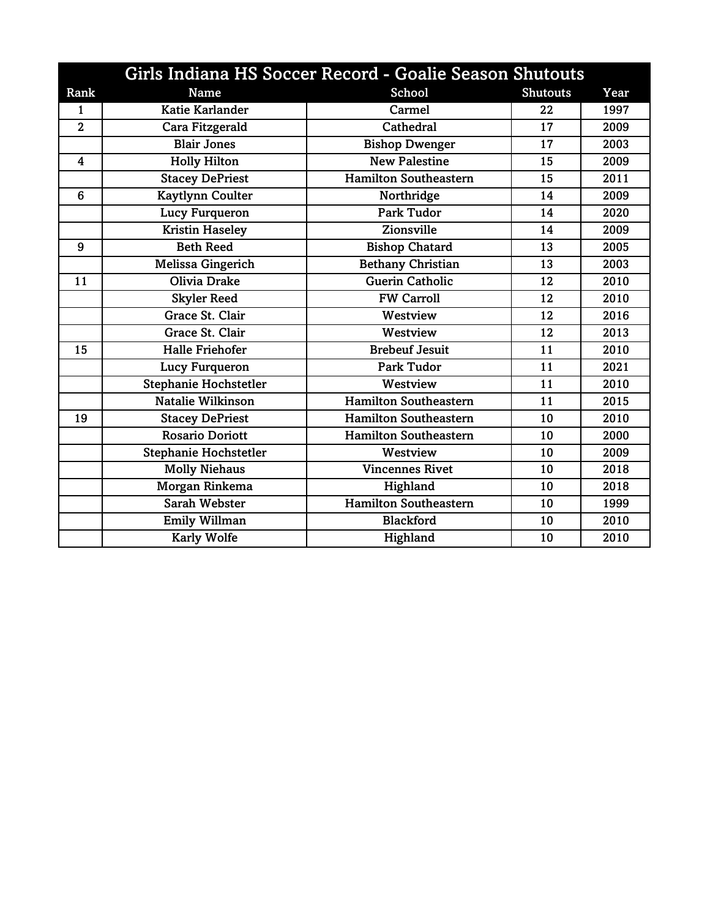| Girls Indiana HS Soccer Record - Goalie Season Shutouts | | | | |
|---|---|---|---|---|
| Rank | Name | School | Shutouts | Year |
| 1 | Katie Karlander | Carmel | 22 | 1997 |
| 2 | Cara Fitzgerald | Cathedral | 17 | 2009 |
| | Blair Jones | Bishop Dwenger | 17 | 2003 |
| 4 | Holly Hilton | New Palestine | 15 | 2009 |
| | Stacey DePriest | Hamilton Southeastern | 15 | 2011 |
| 6 | Kaytlynn Coulter | Northridge | 14 | 2009 |
| | Lucy Furqueron | Park Tudor | 14 | 2020 |
| | Kristin Haseley | Zionsville | 14 | 2009 |
| 9 | Beth Reed | Bishop Chatard | 13 | 2005 |
| | Melissa Gingerich | Bethany Christian | 13 | 2003 |
| 11 | Olivia Drake | Guerin Catholic | 12 | 2010 |
| | Skyler Reed | FW Carroll | 12 | 2010 |
| | Grace St. Clair | Westview | 12 | 2016 |
| | Grace St. Clair | Westview | 12 | 2013 |
| 15 | Halle Friehofer | Brebeuf Jesuit | 11 | 2010 |
| | Lucy Furqueron | Park Tudor | 11 | 2021 |
| | Stephanie Hochstetler | Westview | 11 | 2010 |
| | Natalie Wilkinson | Hamilton Southeastern | 11 | 2015 |
| 19 | Stacey DePriest | Hamilton Southeastern | 10 | 2010 |
| | Rosario Doriott | Hamilton Southeastern | 10 | 2000 |
| | Stephanie Hochstetler | Westview | 10 | 2009 |
| | Molly Niehaus | Vincennes Rivet | 10 | 2018 |
| | Morgan Rinkema | Highland | 10 | 2018 |
| | Sarah Webster | Hamilton Southeastern | 10 | 1999 |
| | Emily Willman | Blackford | 10 | 2010 |
| | Karly Wolfe | Highland | 10 | 2010 |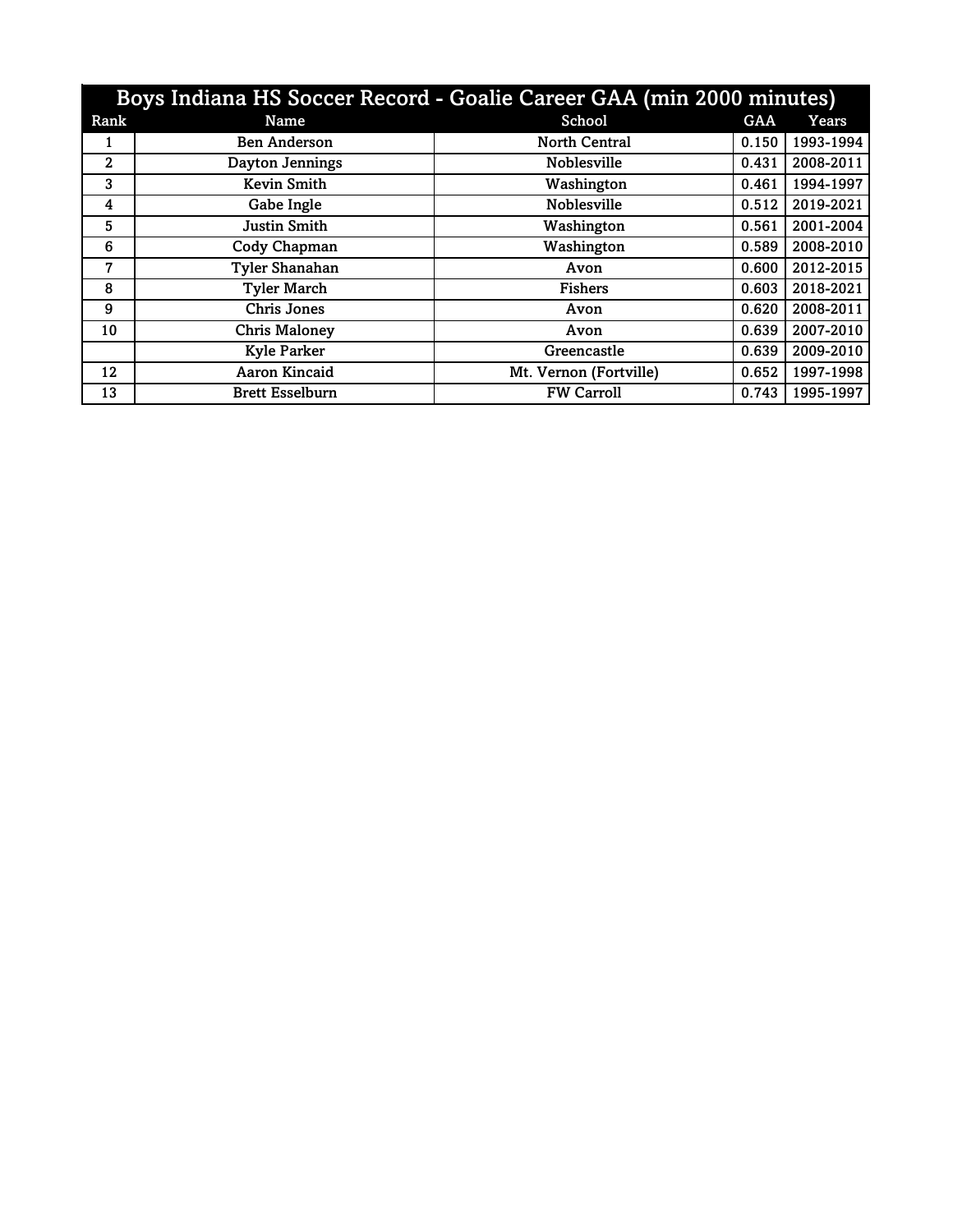| Boys Indiana HS Soccer Record - Goalie Career GAA (min 2000 minutes) | | | | |
|---|---|---|---|---|
| Rank | Name | School | GAA | Years |
| 1 | Ben Anderson | North Central | 0.150 | 1993-1994 |
| 2 | Dayton Jennings | Noblesville | 0.431 | 2008-2011 |
| 3 | Kevin Smith | Washington | 0.461 | 1994-1997 |
| 4 | Gabe Ingle | Noblesville | 0.512 | 2019-2021 |
| 5 | Justin Smith | Washington | 0.561 | 2001-2004 |
| 6 | Cody Chapman | Washington | 0.589 | 2008-2010 |
| 7 | Tyler Shanahan | Avon | 0.600 | 2012-2015 |
| 8 | Tyler March | Fishers | 0.603 | 2018-2021 |
| 9 | Chris Jones | Avon | 0.620 | 2008-2011 |
| 10 | Chris Maloney | Avon | 0.639 | 2007-2010 |
| | Kyle Parker | Greencastle | 0.639 | 2009-2010 |
| 12 | Aaron Kincaid | Mt. Vernon (Fortville) | 0.652 | 1997-1998 |
| 13 | Brett Esselburn | FW Carroll | 0.743 | 1995-1997 |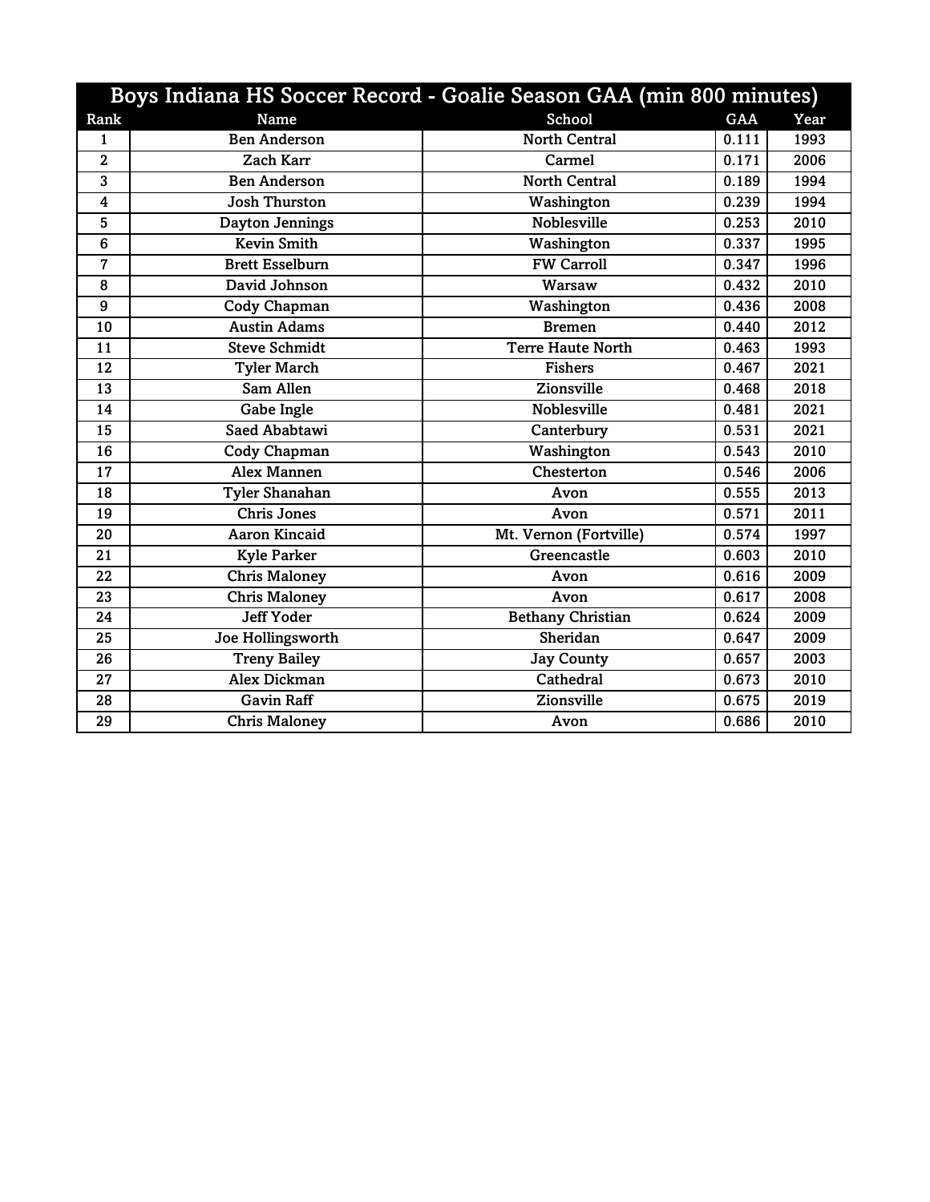## Boys Indiana HS Soccer Record - Goalie Season GAA (min 800 minutes)

| Rank | Name | School | GAA | Year |
|---|---|---|---|---|
| 1 | Ben Anderson | North Central | 0.111 | 1993 |
| 2 | Zach Karr | Carmel | 0.171 | 2006 |
| 3 | Ben Anderson | North Central | 0.189 | 1994 |
| 4 | Josh Thurston | Washington | 0.239 | 1994 |
| 5 | Dayton Jennings | Noblesville | 0.253 | 2010 |
| 6 | Kevin Smith | Washington | 0.337 | 1995 |
| 7 | Brett Esselburn | FW Carroll | 0.347 | 1996 |
| 8 | David Johnson | Warsaw | 0.432 | 2010 |
| 9 | Cody Chapman | Washington | 0.436 | 2008 |
| 10 | Austin Adams | Bremen | 0.440 | 2012 |
| 11 | Steve Schmidt | Terre Haute North | 0.463 | 1993 |
| 12 | Tyler March | Fishers | 0.467 | 2021 |
| 13 | Sam Allen | Zionsville | 0.468 | 2018 |
| 14 | Gabe Ingle | Noblesville | 0.481 | 2021 |
| 15 | Saed Ababtawi | Canterbury | 0.531 | 2021 |
| 16 | Cody Chapman | Washington | 0.543 | 2010 |
| 17 | Alex Mannen | Chesterton | 0.546 | 2006 |
| 18 | Tyler Shanahan | Avon | 0.555 | 2013 |
| 19 | Chris Jones | Avon | 0.571 | 2011 |
| 20 | Aaron Kincaid | Mt. Vernon (Fortville) | 0.574 | 1997 |
| 21 | Kyle Parker | Greencastle | 0.603 | 2010 |
| 22 | Chris Maloney | Avon | 0.616 | 2009 |
| 23 | Chris Maloney | Avon | 0.617 | 2008 |
| 24 | Jeff Yoder | Bethany Christian | 0.624 | 2009 |
| 25 | Joe Hollingsworth | Sheridan | 0.647 | 2009 |
| 26 | Treny Bailey | Jay County | 0.657 | 2003 |
| 27 | Alex Dickman | Cathedral | 0.673 | 2010 |
| 28 | Gavin Raff | Zionsville | 0.675 | 2019 |
| 29 | Chris Maloney | Avon | 0.686 | 2010 |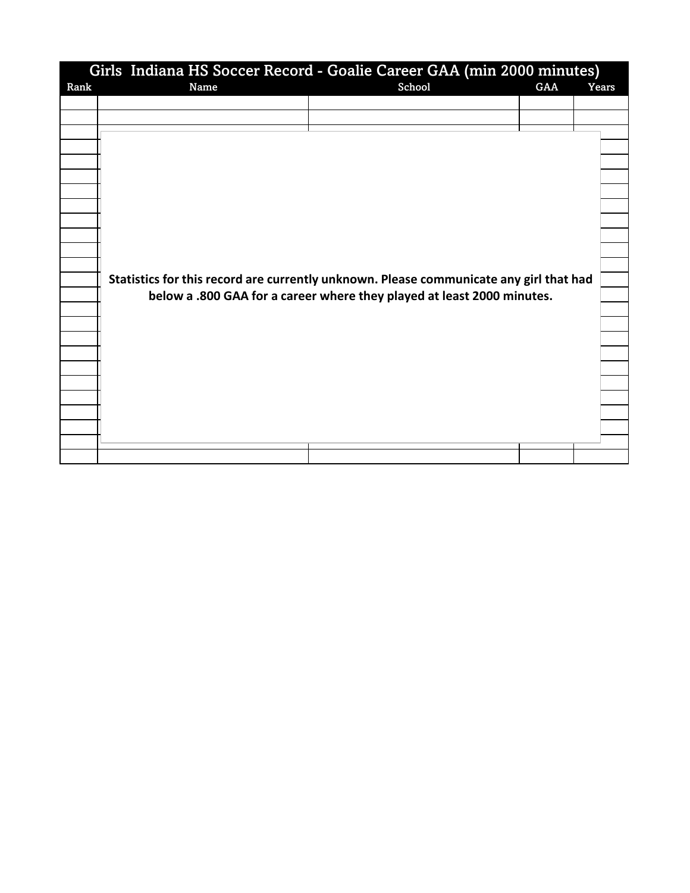# Girls Indiana HS Soccer Record - Goalie Career GAA (min 2000 minutes)

| Rank | Name | School | GAA | Years |
|---|---|---|---|---|
| | | | | |

**Statistics for this record are currently unknown. Please communicate any girl that had below a .800 GAA for a career where they played at least 2000 minutes.**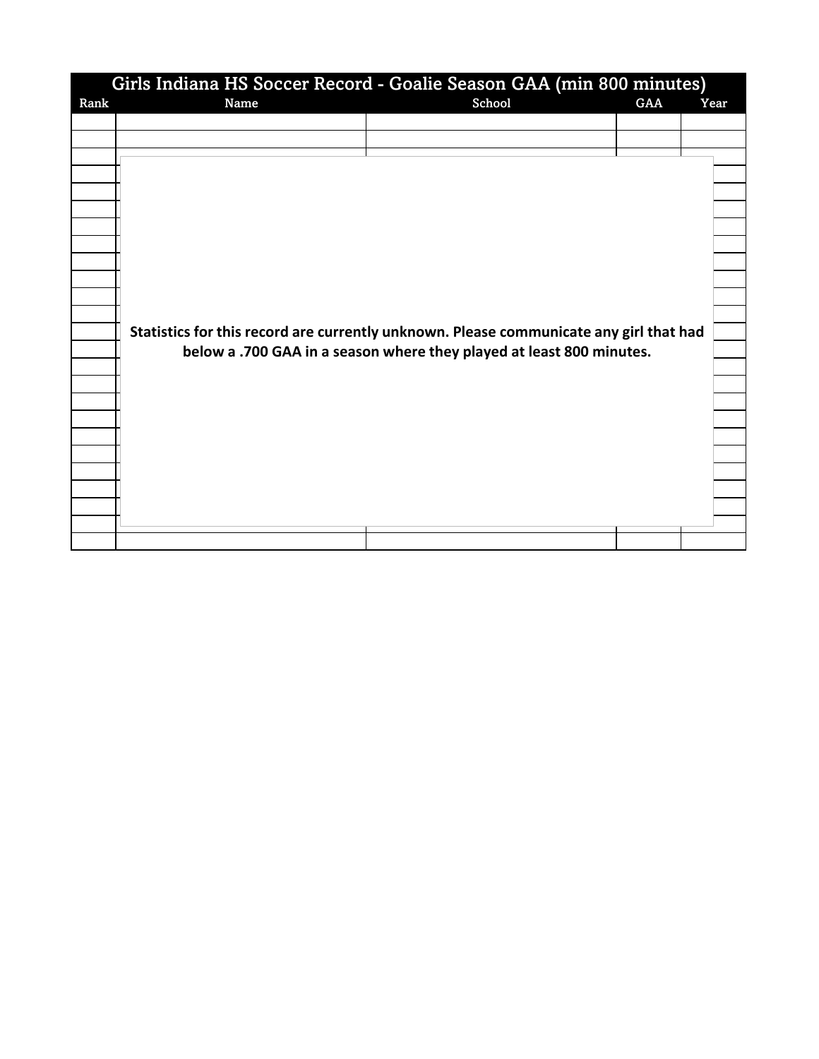# Girls Indiana HS Soccer Record - Goalie Season GAA (min 800 minutes)

| Rank | Name | School | GAA | Year |
|---|---|---|---|---|
| | | | | |

**Statistics for this record are currently unknown. Please communicate any girl that had below a .700 GAA in a season where they played at least 800 minutes.**